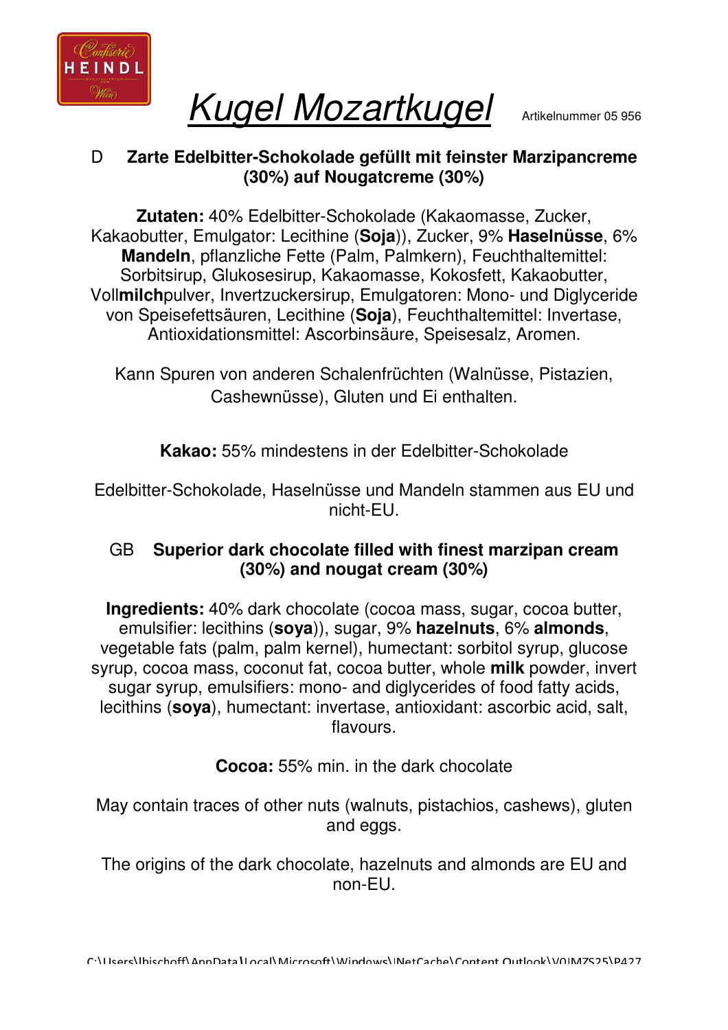Confiserie HEINDL

# Kugel Mozartkugel

Artikelnummer 05 956

D **Zarte Edelbitter-Schokolade gefüllt mit feinster Marzipancreme (30%) auf Nougatcreme (30%)**

**Zutaten:** 40% Edelbitter-Schokolade (Kakaomasse, Zucker, Kakaobutter, Emulgator: Lecithine (**Soja**)), Zucker, 9% **Haselnüsse**, 6% **Mandeln**, pflanzliche Fette (Palm, Palmkern), Feuchthaltemittel: Sorbitsirup, Glukosesirup, Kakaomasse, Kokosfett, Kakaobutter, Voll**milch**pulver, Invertzuckersirup, Emulgatoren: Mono- und Diglyceride von Speisefettsäuren, Lecithine (**Soja**), Feuchthaltemittel: Invertase, Antioxidationsmittel: Ascorbinsäure, Speisesalz, Aromen.

Kann Spuren von anderen Schalenfrüchten (Walnüsse, Pistazien, Cashewnüsse), Gluten und Ei enthalten.

**Kakao:** 55% mindestens in der Edelbitter-Schokolade

Edelbitter-Schokolade, Haselnüsse und Mandeln stammen aus EU und nicht-EU.

GB **Superior dark chocolate filled with finest marzipan cream (30%) and nougat cream (30%)**

**Ingredients:** 40% dark chocolate (cocoa mass, sugar, cocoa butter, emulsifier: lecithins (**soya**)), sugar, 9% **hazelnuts**, 6% **almonds**, vegetable fats (palm, palm kernel), humectant: sorbitol syrup, glucose syrup, cocoa mass, coconut fat, cocoa butter, whole **milk** powder, invert sugar syrup, emulsifiers: mono- and diglycerides of food fatty acids, lecithins (**soya**), humectant: invertase, antioxidant: ascorbic acid, salt, flavours.

**Cocoa:** 55% min. in the dark chocolate

May contain traces of other nuts (walnuts, pistachios, cashews), gluten and eggs.

The origins of the dark chocolate, hazelnuts and almonds are EU and non-EU.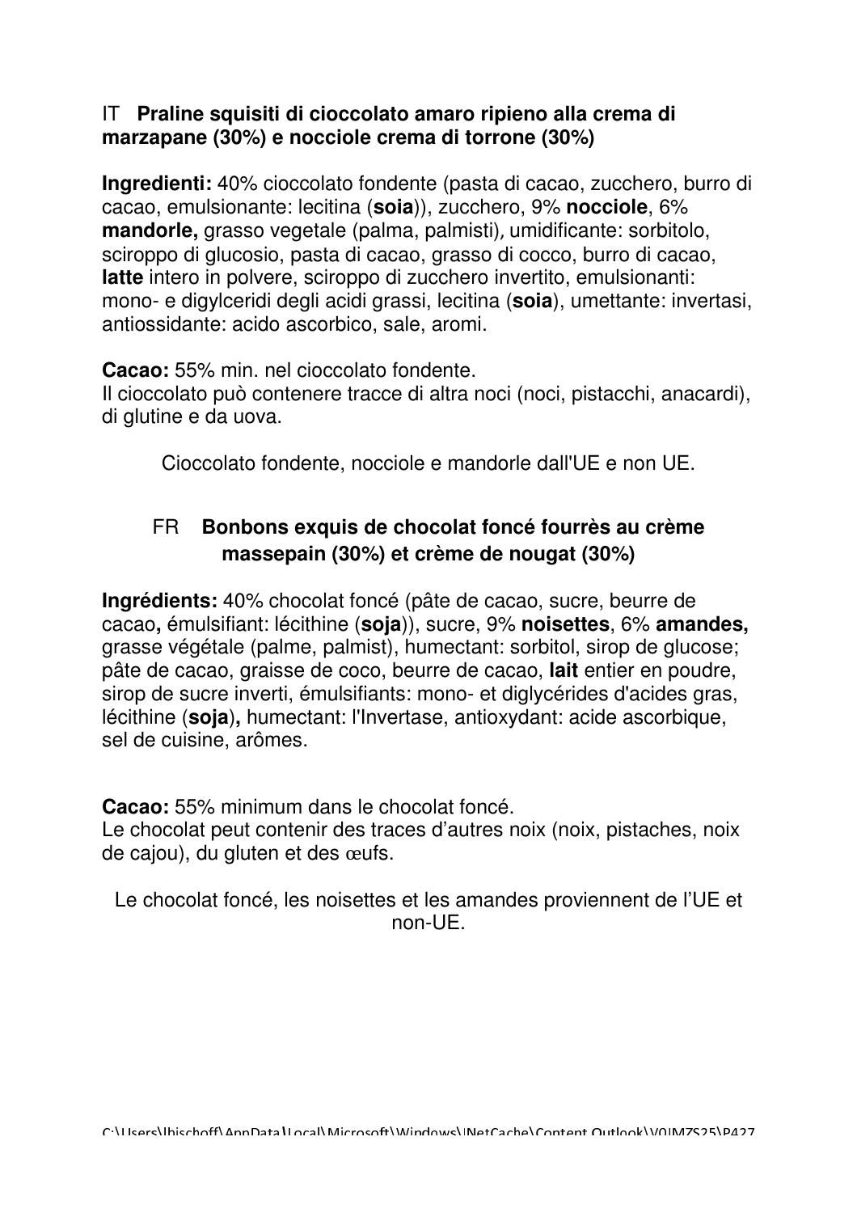IT **Praline squisiti di cioccolato amaro ripieno alla crema di marzapane (30%) e nocciole crema di torrone (30%)**

**Ingredienti:** 40% cioccolato fondente (pasta di cacao, zucchero, burro di cacao, emulsionante: lecitina (**soia**)), zucchero, 9% **nocciole**, 6% **mandorle,** grasso vegetale (palma, palmisti), umidificante: sorbitolo, sciroppo di glucosio, pasta di cacao, grasso di cocco, burro di cacao, **latte** intero in polvere, sciroppo di zucchero invertito, emulsionanti: mono- e digylceridi degli acidi grassi, lecitina (**soia**), umettante: invertasi, antiossidante: acido ascorbico, sale, aromi.

**Cacao:** 55% min. nel cioccolato fondente.
Il cioccolato può contenere tracce di altra noci (noci, pistacchi, anacardi), di glutine e da uova.

Cioccolato fondente, nocciole e mandorle dall'UE e non UE.

FR **Bonbons exquis de chocolat foncé fourrès au crème massepain (30%) et crème de nougat (30%)**

**Ingrédients:** 40% chocolat foncé (pâte de cacao, sucre, beurre de cacao**,** émulsifiant: lécithine (**soja**)), sucre, 9% **noisettes**, 6% **amandes,** grasse végétale (palme, palmist), humectant: sorbitol, sirop de glucose; pâte de cacao, graisse de coco, beurre de cacao, **lait** entier en poudre, sirop de sucre inverti, émulsifiants: mono- et diglycérides d'acides gras, lécithine (**soja**)**,** humectant: l'Invertase, antioxydant: acide ascorbique, sel de cuisine, arômes.

**Cacao:** 55% minimum dans le chocolat foncé.
Le chocolat peut contenir des traces d'autres noix (noix, pistaches, noix de cajou), du gluten et des œufs.

Le chocolat foncé, les noisettes et les amandes proviennent de l'UE et non-UE.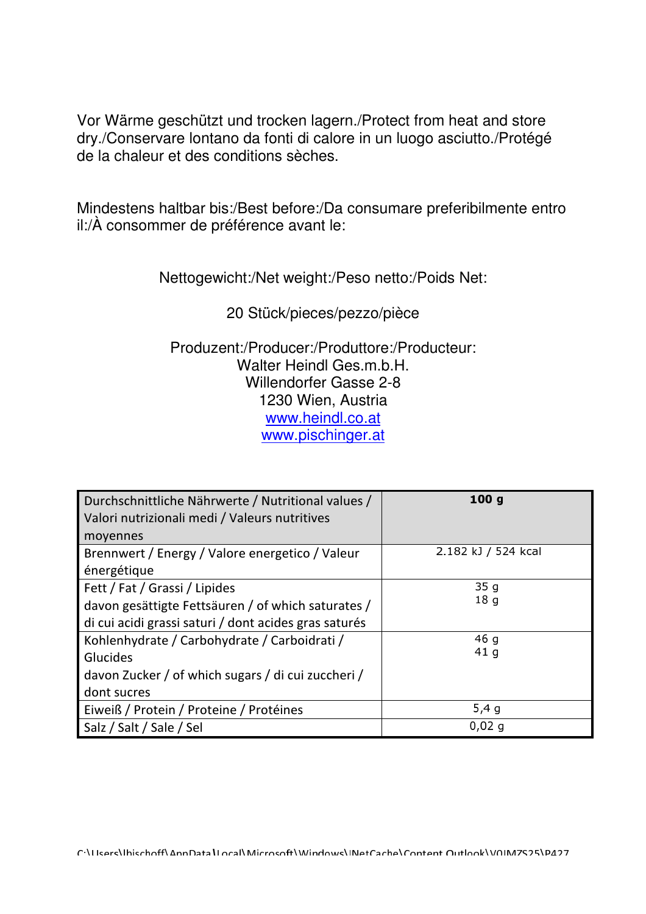Vor Wärme geschützt und trocken lagern./Protect from heat and store dry./Conservare lontano da fonti di calore in un luogo asciutto./Protégé de la chaleur et des conditions sèches.

Mindestens haltbar bis:/Best before:/Da consumare preferibilmente entro il:/À consommer de préférence avant le:

Nettogewicht:/Net weight:/Peso netto:/Poids Net:

20 Stück/pieces/pezzo/pièce

Produzent:/Producer:/Produttore:/Producteur:
Walter Heindl Ges.m.b.H.
Willendorfer Gasse 2-8
1230 Wien, Austria
www.heindl.co.at
www.pischinger.at

| Durchschnittliche Nährwerte / Nutritional values / Valori nutrizionali medi / Valeurs nutritives moyennes | **100 g** |
|---|---|
| Brennwert / Energy / Valore energetico / Valeur énergétique | 2.182 kJ / 524 kcal |
| Fett / Fat / Grassi / Lipides<br>davon gesättigte Fettsäuren / of which saturates / di cui acidi grassi saturi / dont acides gras saturés | 35 g<br>18 g |
| Kohlenhydrate / Carbohydrate / Carboidrati / Glucides<br>davon Zucker / of which sugars / di cui zuccheri / dont sucres | 46 g<br>41 g |
| Eiweiß / Protein / Proteine / Protéines | 5,4 g |
| Salz / Salt / Sale / Sel | 0,02 g |